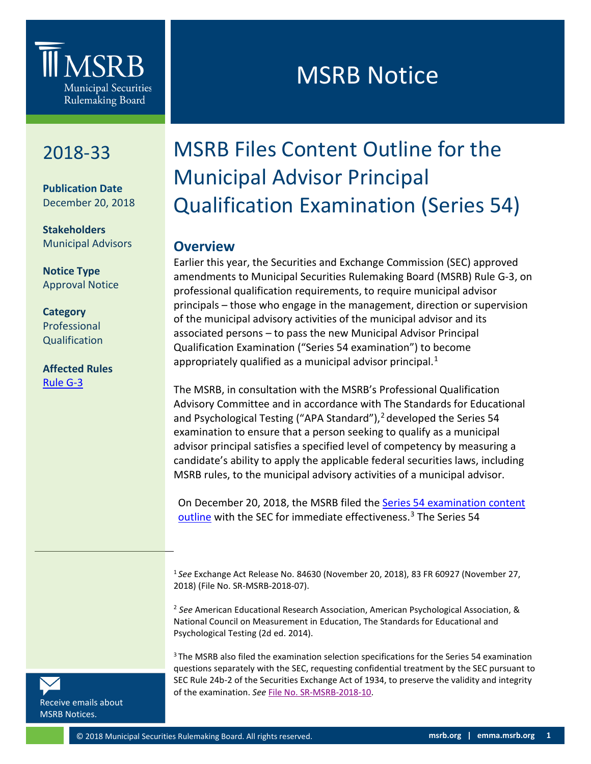# MSRB Notice

**2018-33**

**Publication Date**
December 20, 2018

**Stakeholders**
Municipal Advisors

**Notice Type**
Approval Notice

**Category**
Professional Qualification

**Affected Rules**
Rule G-3

# MSRB Files Content Outline for the Municipal Advisor Principal Qualification Examination (Series 54)

## Overview

Earlier this year, the Securities and Exchange Commission (SEC) approved amendments to Municipal Securities Rulemaking Board (MSRB) Rule G-3, on professional qualification requirements, to require municipal advisor principals – those who engage in the management, direction or supervision of the municipal advisory activities of the municipal advisor and its associated persons – to pass the new Municipal Advisor Principal Qualification Examination ("Series 54 examination") to become appropriately qualified as a municipal advisor principal.[1]

The MSRB, in consultation with the MSRB's Professional Qualification Advisory Committee and in accordance with The Standards for Educational and Psychological Testing ("APA Standard"),[2] developed the Series 54 examination to ensure that a person seeking to qualify as a municipal advisor principal satisfies a specified level of competency by measuring a candidate's ability to apply the applicable federal securities laws, including MSRB rules, to the municipal advisory activities of a municipal advisor.

On December 20, 2018, the MSRB filed the Series 54 examination content outline with the SEC for immediate effectiveness.[3] The Series 54

---

[1] *See* Exchange Act Release No. 84630 (November 20, 2018), 83 FR 60927 (November 27, 2018) (File No. SR-MSRB-2018-07).

[2] *See* American Educational Research Association, American Psychological Association, & National Council on Measurement in Education, The Standards for Educational and Psychological Testing (2d ed. 2014).

[3] The MSRB also filed the examination selection specifications for the Series 54 examination questions separately with the SEC, requesting confidential treatment by the SEC pursuant to SEC Rule 24b-2 of the Securities Exchange Act of 1934, to preserve the validity and integrity of the examination. *See* File No. SR-MSRB-2018-10.

Receive emails about MSRB Notices.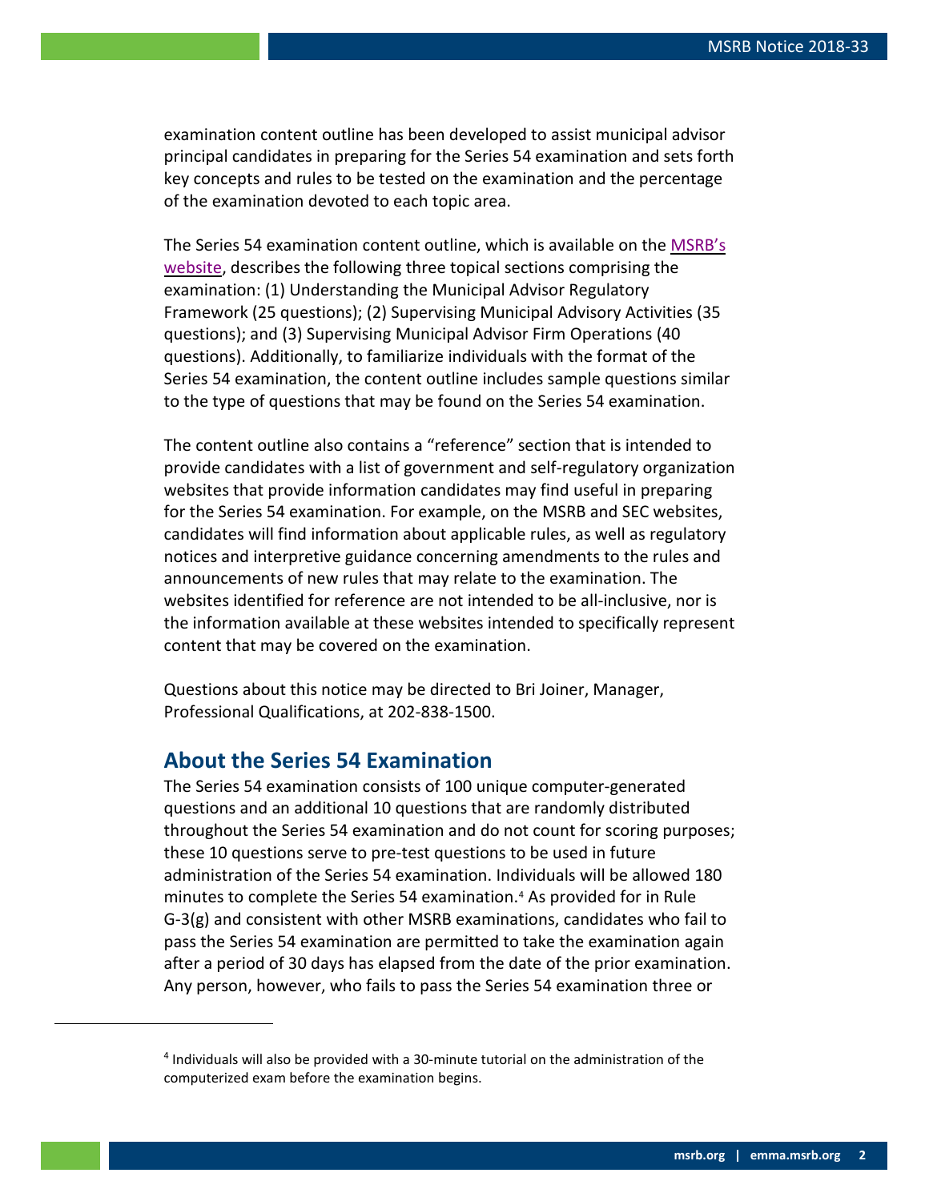examination content outline has been developed to assist municipal advisor principal candidates in preparing for the Series 54 examination and sets forth key concepts and rules to be tested on the examination and the percentage of the examination devoted to each topic area.

The Series 54 examination content outline, which is available on the MSRB's website, describes the following three topical sections comprising the examination: (1) Understanding the Municipal Advisor Regulatory Framework (25 questions); (2) Supervising Municipal Advisory Activities (35 questions); and (3) Supervising Municipal Advisor Firm Operations (40 questions). Additionally, to familiarize individuals with the format of the Series 54 examination, the content outline includes sample questions similar to the type of questions that may be found on the Series 54 examination.

The content outline also contains a "reference" section that is intended to provide candidates with a list of government and self-regulatory organization websites that provide information candidates may find useful in preparing for the Series 54 examination. For example, on the MSRB and SEC websites, candidates will find information about applicable rules, as well as regulatory notices and interpretive guidance concerning amendments to the rules and announcements of new rules that may relate to the examination. The websites identified for reference are not intended to be all-inclusive, nor is the information available at these websites intended to specifically represent content that may be covered on the examination.

Questions about this notice may be directed to Bri Joiner, Manager, Professional Qualifications, at 202-838-1500.

## About the Series 54 Examination

The Series 54 examination consists of 100 unique computer-generated questions and an additional 10 questions that are randomly distributed throughout the Series 54 examination and do not count for scoring purposes; these 10 questions serve to pre-test questions to be used in future administration of the Series 54 examination. Individuals will be allowed 180 minutes to complete the Series 54 examination.[4] As provided for in Rule G-3(g) and consistent with other MSRB examinations, candidates who fail to pass the Series 54 examination are permitted to take the examination again after a period of 30 days has elapsed from the date of the prior examination. Any person, however, who fails to pass the Series 54 examination three or

[4] Individuals will also be provided with a 30-minute tutorial on the administration of the computerized exam before the examination begins.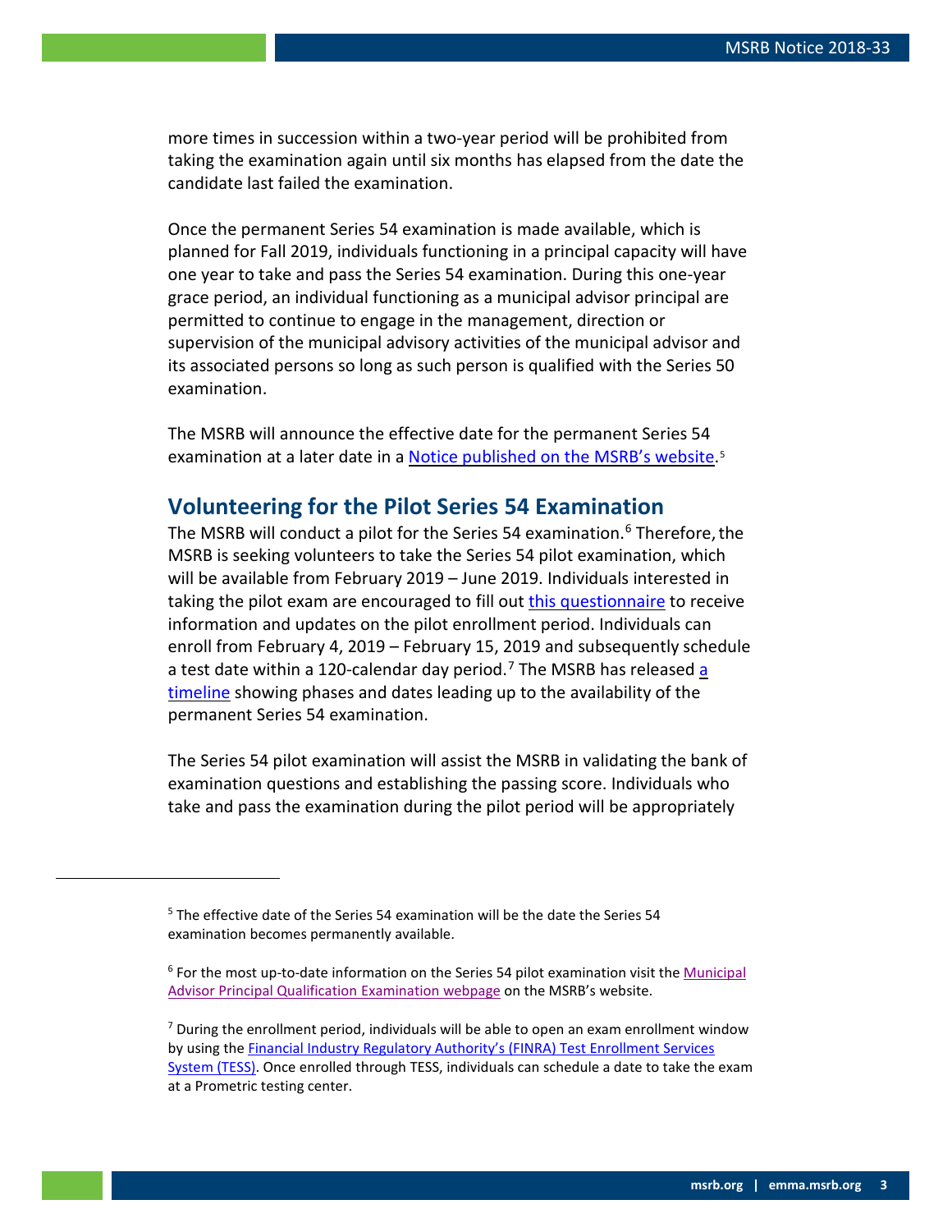more times in succession within a two-year period will be prohibited from taking the examination again until six months has elapsed from the date the candidate last failed the examination.

Once the permanent Series 54 examination is made available, which is planned for Fall 2019, individuals functioning in a principal capacity will have one year to take and pass the Series 54 examination. During this one-year grace period, an individual functioning as a municipal advisor principal are permitted to continue to engage in the management, direction or supervision of the municipal advisory activities of the municipal advisor and its associated persons so long as such person is qualified with the Series 50 examination.

The MSRB will announce the effective date for the permanent Series 54 examination at a later date in a Notice published on the MSRB's website.[5]

## Volunteering for the Pilot Series 54 Examination

The MSRB will conduct a pilot for the Series 54 examination.[6] Therefore, the MSRB is seeking volunteers to take the Series 54 pilot examination, which will be available from February 2019 – June 2019. Individuals interested in taking the pilot exam are encouraged to fill out this questionnaire to receive information and updates on the pilot enrollment period. Individuals can enroll from February 4, 2019 – February 15, 2019 and subsequently schedule a test date within a 120-calendar day period.[7] The MSRB has released a timeline showing phases and dates leading up to the availability of the permanent Series 54 examination.

The Series 54 pilot examination will assist the MSRB in validating the bank of examination questions and establishing the passing score. Individuals who take and pass the examination during the pilot period will be appropriately

---

[5] The effective date of the Series 54 examination will be the date the Series 54 examination becomes permanently available.

[6] For the most up-to-date information on the Series 54 pilot examination visit the Municipal Advisor Principal Qualification Examination webpage on the MSRB's website.

[7] During the enrollment period, individuals will be able to open an exam enrollment window by using the Financial Industry Regulatory Authority's (FINRA) Test Enrollment Services System (TESS). Once enrolled through TESS, individuals can schedule a date to take the exam at a Prometric testing center.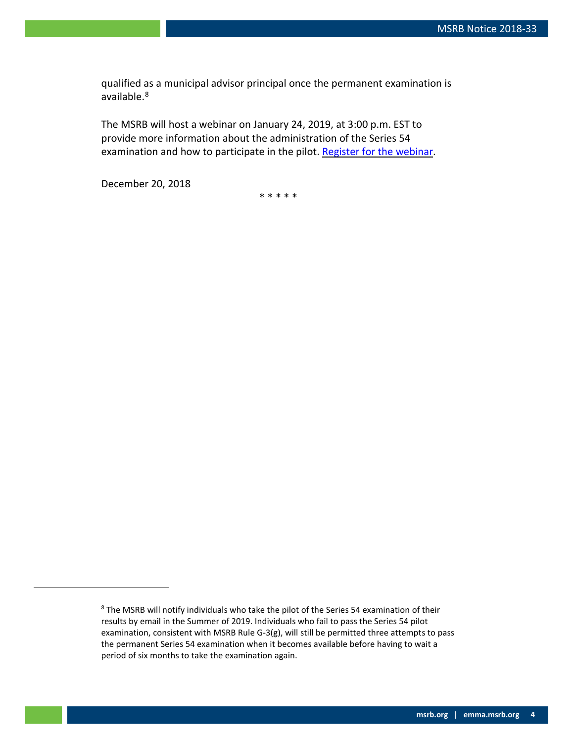qualified as a municipal advisor principal once the permanent examination is available.[8]

The MSRB will host a webinar on January 24, 2019, at 3:00 p.m. EST to provide more information about the administration of the Series 54 examination and how to participate in the pilot. Register for the webinar.

December 20, 2018

\* \* \* \* \*

[8] The MSRB will notify individuals who take the pilot of the Series 54 examination of their results by email in the Summer of 2019. Individuals who fail to pass the Series 54 pilot examination, consistent with MSRB Rule G-3(g), will still be permitted three attempts to pass the permanent Series 54 examination when it becomes available before having to wait a period of six months to take the examination again.